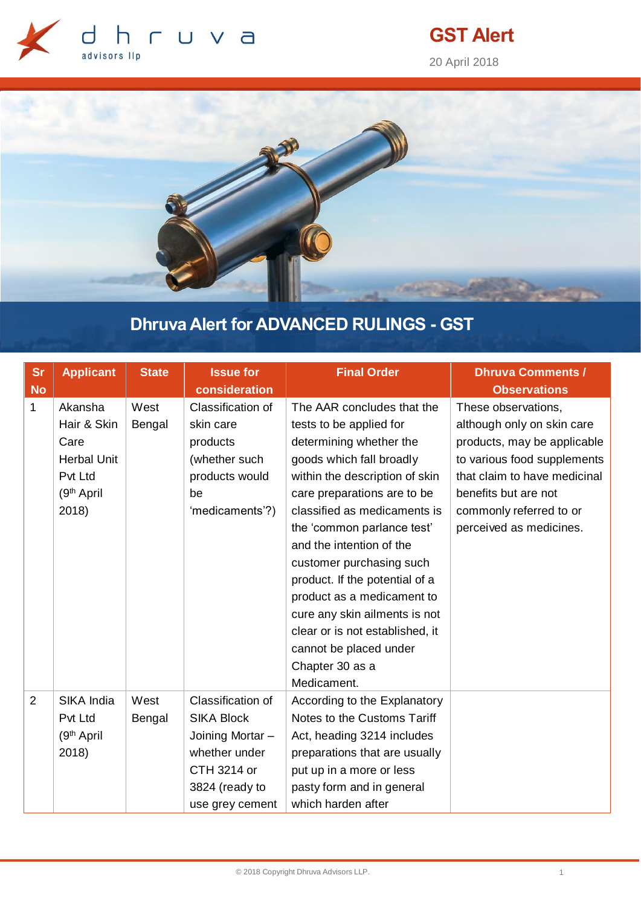# GST Alert

20 April 2018

## Dhruva Alert for ADVANCED RULINGS - GST

| Sr No | Applicant | State | Issue for consideration | Final Order | Dhruva Comments / Observations |
|---|---|---|---|---|---|
| 1 | Akansha Hair & Skin Care Herbal Unit Pvt Ltd (9th April 2018) | West Bengal | Classification of skin care products (whether such products would be 'medicaments'?) | The AAR concludes that the tests to be applied for determining whether the goods which fall broadly within the description of skin care preparations are to be classified as medicaments is the 'common parlance test' and the intention of the customer purchasing such product. If the potential of a product as a medicament to cure any skin ailments is not clear or is not established, it cannot be placed under Chapter 30 as a Medicament. | These observations, although only on skin care products, may be applicable to various food supplements that claim to have medicinal benefits but are not commonly referred to or perceived as medicines. |
| 2 | SIKA India Pvt Ltd (9th April 2018) | West Bengal | Classification of SIKA Block Joining Mortar – whether under CTH 3214 or 3824 (ready to use grey cement | According to the Explanatory Notes to the Customs Tariff Act, heading 3214 includes preparations that are usually put up in a more or less pasty form and in general which harden after | |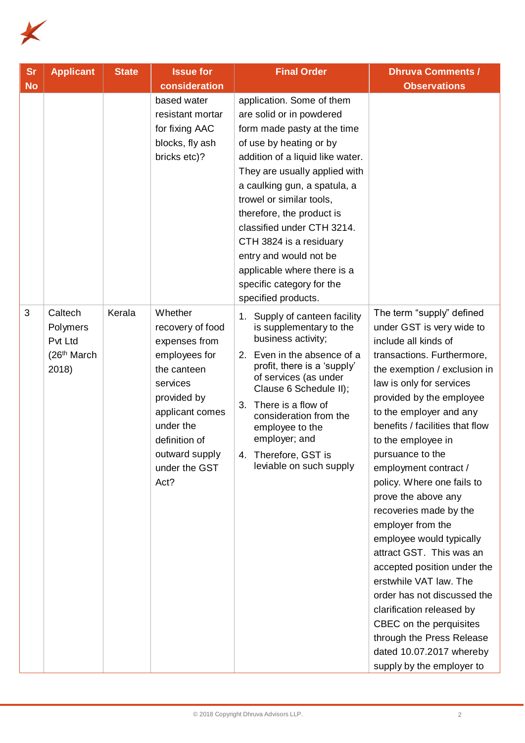| Sr No | Applicant | State | Issue for consideration | Final Order | Dhruva Comments / Observations |
|---|---|---|---|---|---|
| | | | based water resistant mortar for fixing AAC blocks, fly ash bricks etc)? | application. Some of them are solid or in powdered form made pasty at the time of use by heating or by addition of a liquid like water. They are usually applied with a caulking gun, a spatula, a trowel or similar tools, therefore, the product is classified under CTH 3214. CTH 3824 is a residuary entry and would not be applicable where there is a specific category for the specified products. | |
| 3 | Caltech Polymers Pvt Ltd (26th March 2018) | Kerala | Whether recovery of food expenses from employees for the canteen services provided by applicant comes under the definition of outward supply under the GST Act? | 1. Supply of canteen facility is supplementary to the business activity; 2. Even in the absence of a profit, there is a 'supply' of services (as under Clause 6 Schedule II); 3. There is a flow of consideration from the employee to the employer; and 4. Therefore, GST is leviable on such supply | The term "supply" defined under GST is very wide to include all kinds of transactions. Furthermore, the exemption / exclusion in law is only for services provided by the employee to the employer and any benefits / facilities that flow to the employee in pursuance to the employment contract / policy. Where one fails to prove the above any recoveries made by the employer from the employee would typically attract GST. This was an accepted position under the erstwhile VAT law. The order has not discussed the clarification released by CBEC on the perquisites through the Press Release dated 10.07.2017 whereby supply by the employer to |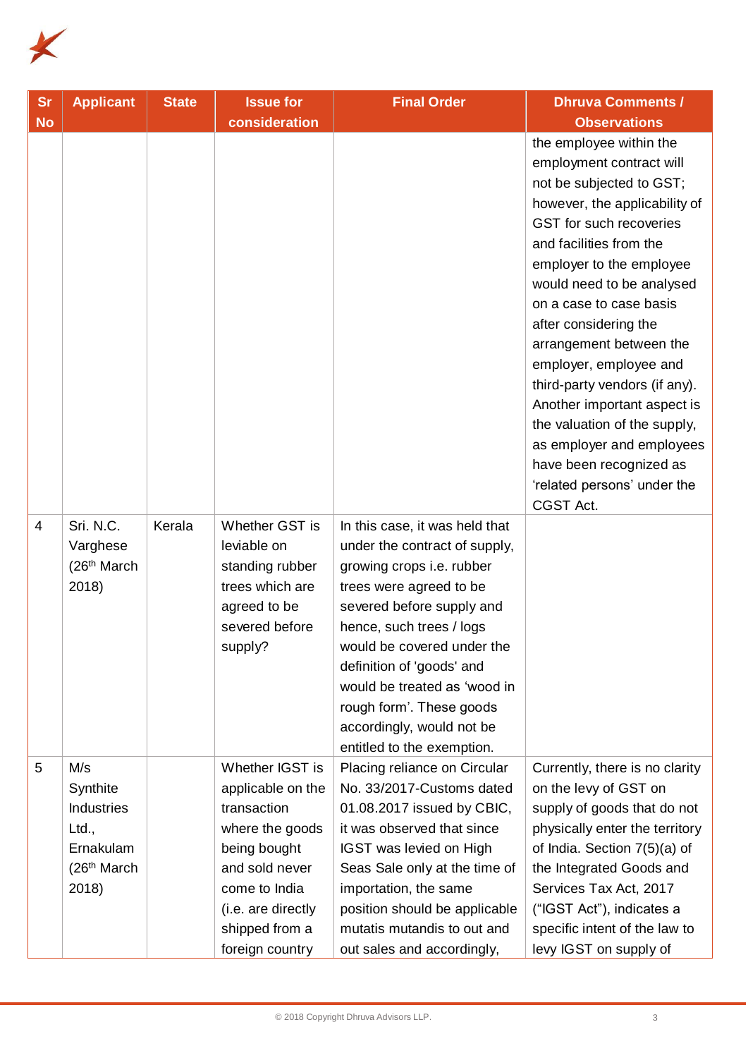| Sr No | Applicant | State | Issue for consideration | Final Order | Dhruva Comments / Observations |
|---|---|---|---|---|---|
| | | | | | the employee within the employment contract will not be subjected to GST; however, the applicability of GST for such recoveries and facilities from the employer to the employee would need to be analysed on a case to case basis after considering the arrangement between the employer, employee and third-party vendors (if any). Another important aspect is the valuation of the supply, as employer and employees have been recognized as 'related persons' under the CGST Act. |
| 4 | Sri. N.C. Varghese (26th March 2018) | Kerala | Whether GST is leviable on standing rubber trees which are agreed to be severed before supply? | In this case, it was held that under the contract of supply, growing crops i.e. rubber trees were agreed to be severed before supply and hence, such trees / logs would be covered under the definition of 'goods' and would be treated as 'wood in rough form'. These goods accordingly, would not be entitled to the exemption. | |
| 5 | M/s Synthite Industries Ltd., Ernakulam (26th March 2018) | | Whether IGST is applicable on the transaction where the goods being bought and sold never come to India (i.e. are directly shipped from a foreign country | Placing reliance on Circular No. 33/2017-Customs dated 01.08.2017 issued by CBIC, it was observed that since IGST was levied on High Seas Sale only at the time of importation, the same position should be applicable mutatis mutandis to out and out sales and accordingly, | Currently, there is no clarity on the levy of GST on supply of goods that do not physically enter the territory of India. Section 7(5)(a) of the Integrated Goods and Services Tax Act, 2017 ("IGST Act"), indicates a specific intent of the law to levy IGST on supply of |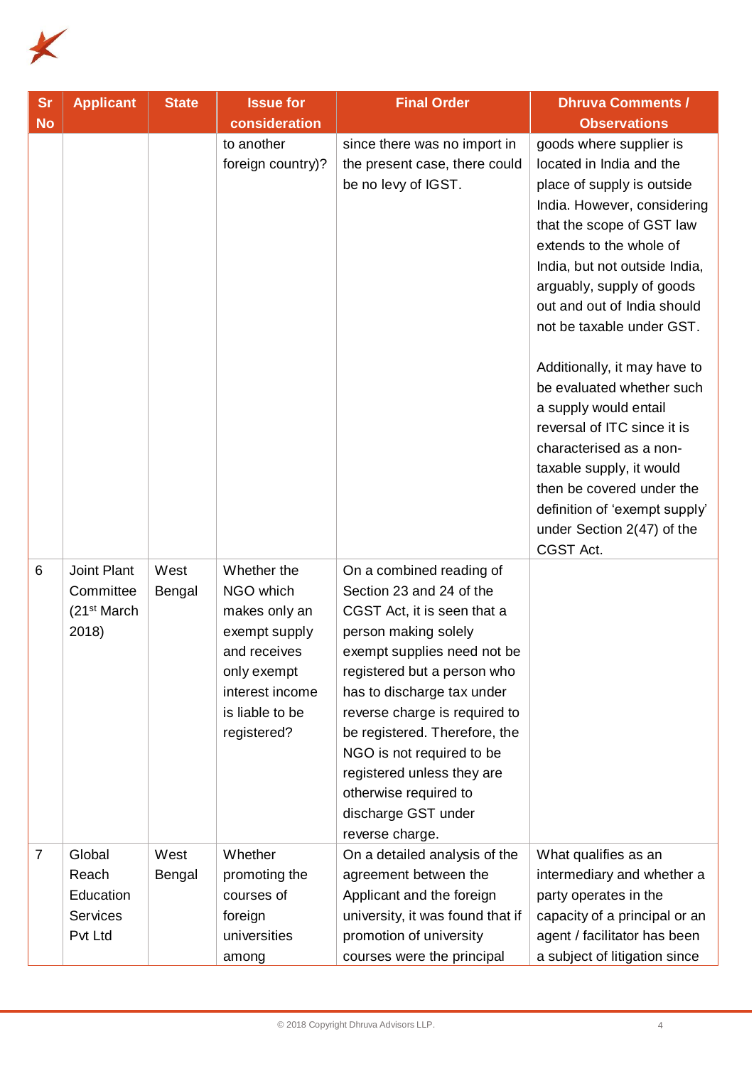| Sr No | Applicant | State | Issue for consideration | Final Order | Dhruva Comments / Observations |
|---|---|---|---|---|---|
| | | | to another foreign country)? | since there was no import in the present case, there could be no levy of IGST. | goods where supplier is located in India and the place of supply is outside India. However, considering that the scope of GST law extends to the whole of India, but not outside India, arguably, supply of goods out and out of India should not be taxable under GST.<br><br>Additionally, it may have to be evaluated whether such a supply would entail reversal of ITC since it is characterised as a non-taxable supply, it would then be covered under the definition of 'exempt supply' under Section 2(47) of the CGST Act. |
| 6 | Joint Plant Committee (21st March 2018) | West Bengal | Whether the NGO which makes only an exempt supply and receives only exempt interest income is liable to be registered? | On a combined reading of Section 23 and 24 of the CGST Act, it is seen that a person making solely exempt supplies need not be registered but a person who has to discharge tax under reverse charge is required to be registered. Therefore, the NGO is not required to be registered unless they are otherwise required to discharge GST under reverse charge. | |
| 7 | Global Reach Education Services Pvt Ltd | West Bengal | Whether promoting the courses of foreign universities among | On a detailed analysis of the agreement between the Applicant and the foreign university, it was found that if promotion of university courses were the principal | What qualifies as an intermediary and whether a party operates in the capacity of a principal or an agent / facilitator has been a subject of litigation since |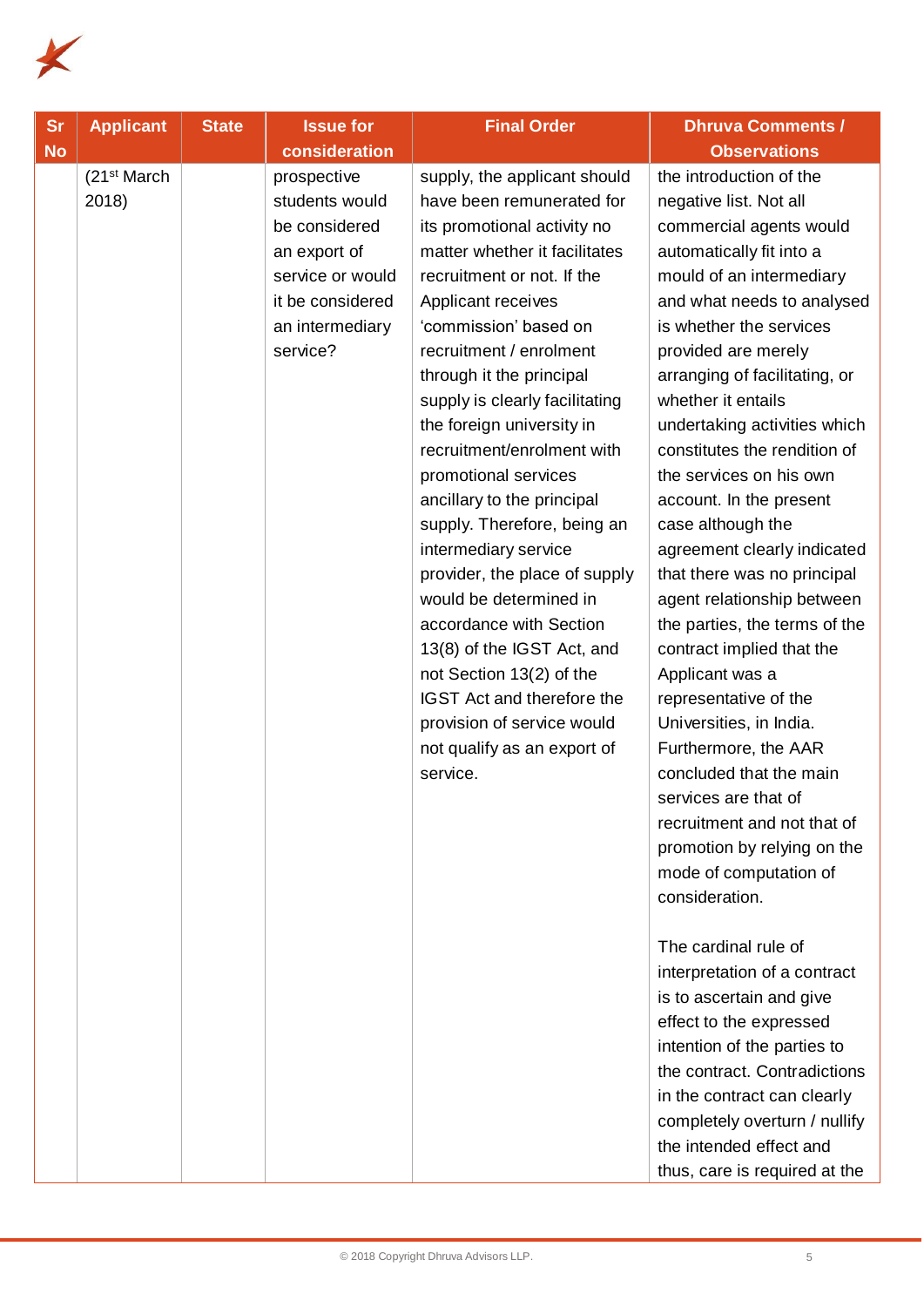| Sr No | Applicant | State | Issue for consideration | Final Order | Dhruva Comments / Observations |
|---|---|---|---|---|---|
| | (21st March 2018) | | prospective students would be considered an export of service or would it be considered an intermediary service? | supply, the applicant should have been remunerated for its promotional activity no matter whether it facilitates recruitment or not. If the Applicant receives 'commission' based on recruitment / enrolment through it the principal supply is clearly facilitating the foreign university in recruitment/enrolment with promotional services ancillary to the principal supply. Therefore, being an intermediary service provider, the place of supply would be determined in accordance with Section 13(8) of the IGST Act, and not Section 13(2) of the IGST Act and therefore the provision of service would not qualify as an export of service. | the introduction of the negative list. Not all commercial agents would automatically fit into a mould of an intermediary and what needs to analysed is whether the services provided are merely arranging of facilitating, or whether it entails undertaking activities which constitutes the rendition of the services on his own account. In the present case although the agreement clearly indicated that there was no principal agent relationship between the parties, the terms of the contract implied that the Applicant was a representative of the Universities, in India. Furthermore, the AAR concluded that the main services are that of recruitment and not that of promotion by relying on the mode of computation of consideration.<br><br>The cardinal rule of interpretation of a contract is to ascertain and give effect to the expressed intention of the parties to the contract. Contradictions in the contract can clearly completely overturn / nullify the intended effect and thus, care is required at the |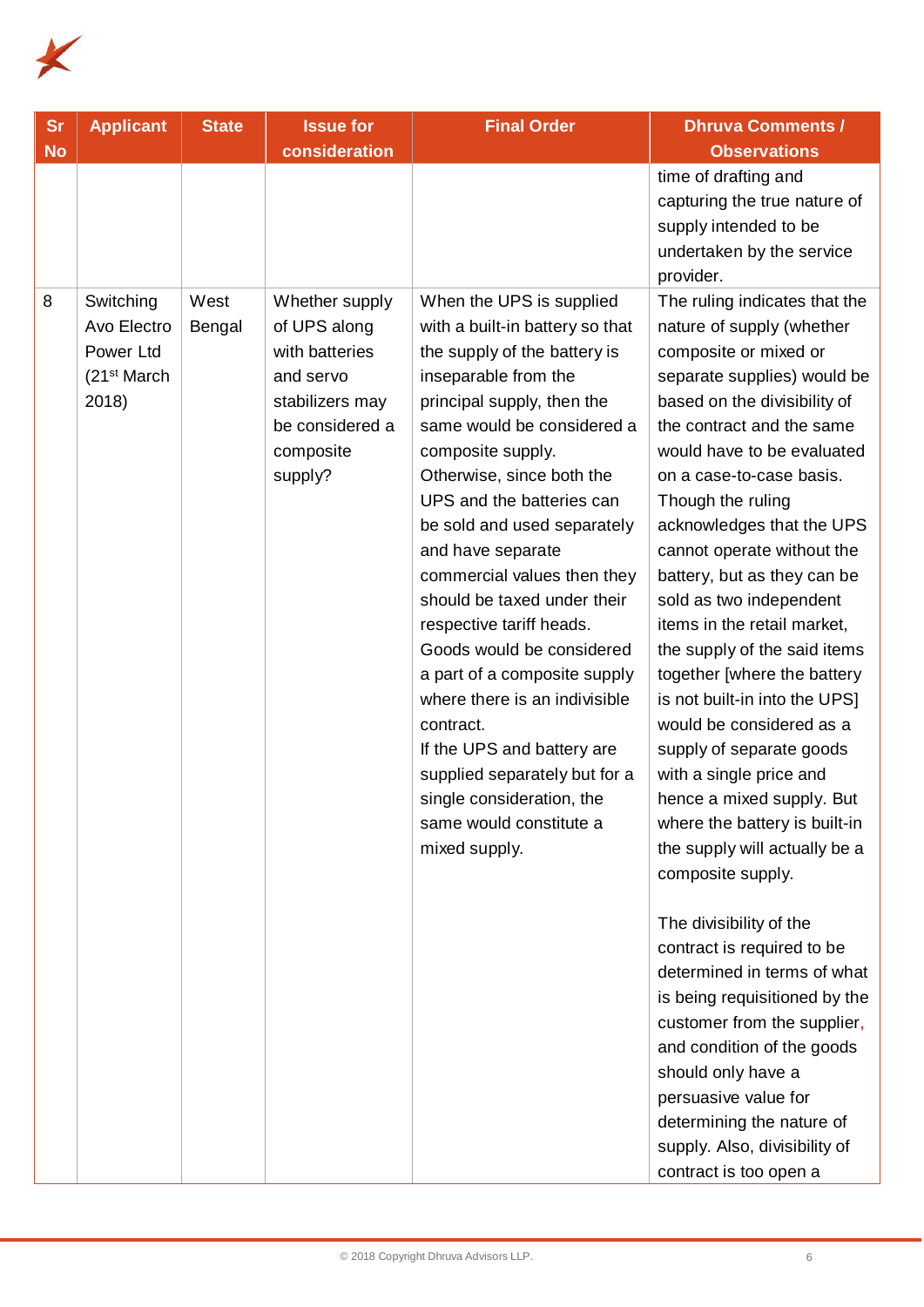| Sr No | Applicant | State | Issue for consideration | Final Order | Dhruva Comments / Observations |
|---|---|---|---|---|---|
| | | | | | time of drafting and capturing the true nature of supply intended to be undertaken by the service provider. |
| 8 | Switching Avo Electro Power Ltd (21st March 2018) | West Bengal | Whether supply of UPS along with batteries and servo stabilizers may be considered a composite supply? | When the UPS is supplied with a built-in battery so that the supply of the battery is inseparable from the principal supply, then the same would be considered a composite supply. Otherwise, since both the UPS and the batteries can be sold and used separately and have separate commercial values then they should be taxed under their respective tariff heads. Goods would be considered a part of a composite supply where there is an indivisible contract. If the UPS and battery are supplied separately but for a single consideration, the same would constitute a mixed supply. | The ruling indicates that the nature of supply (whether composite or mixed or separate supplies) would be based on the divisibility of the contract and the same would have to be evaluated on a case-to-case basis. Though the ruling acknowledges that the UPS cannot operate without the battery, but as they can be sold as two independent items in the retail market, the supply of the said items together [where the battery is not built-in into the UPS] would be considered as a supply of separate goods with a single price and hence a mixed supply. But where the battery is built-in the supply will actually be a composite supply.<br><br>The divisibility of the contract is required to be determined in terms of what is being requisitioned by the customer from the supplier, and condition of the goods should only have a persuasive value for determining the nature of supply. Also, divisibility of contract is too open a |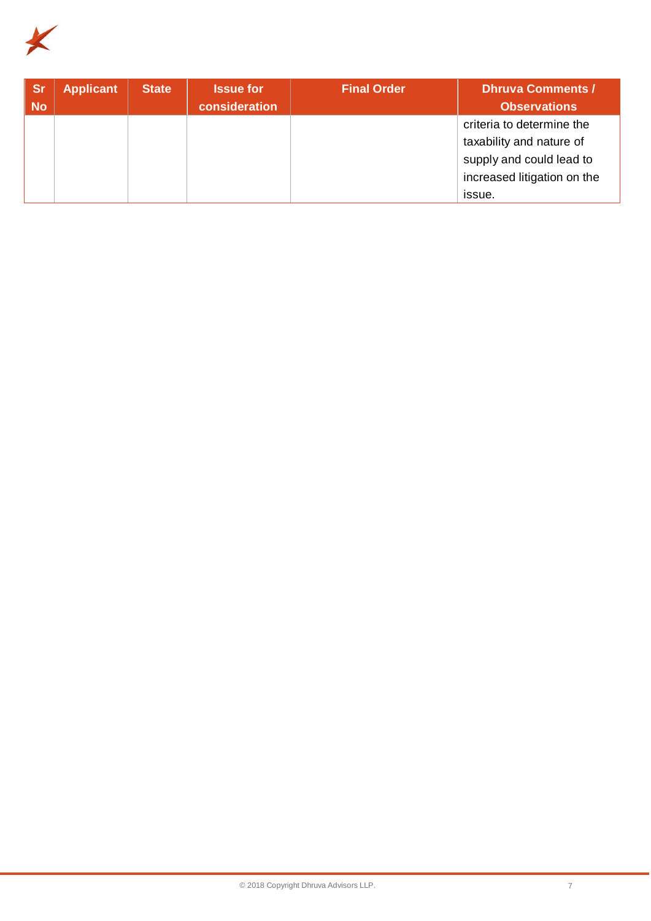| Sr No | Applicant | State | Issue for consideration | Final Order | Dhruva Comments / Observations |
|---|---|---|---|---|---|
| | | | | | criteria to determine the taxability and nature of supply and could lead to increased litigation on the issue. |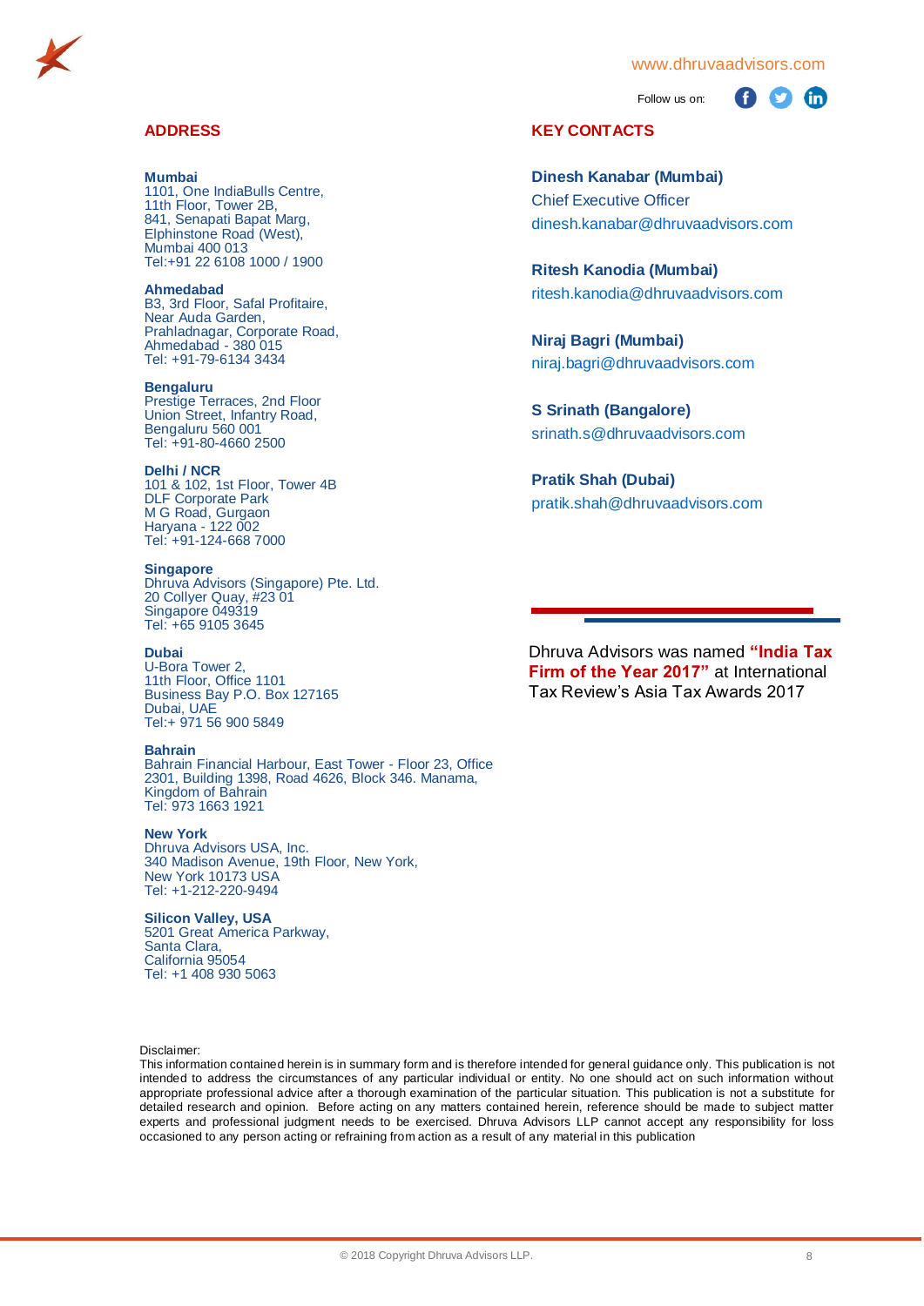www.dhruvaadvisors.com

Follow us on:

## ADDRESS

**Mumbai**
1101, One IndiaBulls Centre,
11th Floor, Tower 2B,
841, Senapati Bapat Marg,
Elphinstone Road (West),
Mumbai 400 013
Tel:+91 22 6108 1000 / 1900

**Ahmedabad**
B3, 3rd Floor, Safal Profitaire,
Near Auda Garden,
Prahladnagar, Corporate Road,
Ahmedabad - 380 015
Tel: +91-79-6134 3434

**Bengaluru**
Prestige Terraces, 2nd Floor
Union Street, Infantry Road,
Bengaluru 560 001
Tel: +91-80-4660 2500

**Delhi / NCR**
101 & 102, 1st Floor, Tower 4B
DLF Corporate Park
M G Road, Gurgaon
Haryana - 122 002
Tel: +91-124-668 7000

**Singapore**
Dhruva Advisors (Singapore) Pte. Ltd.
20 Collyer Quay, #23 01
Singapore 049319
Tel: +65 9105 3645

**Dubai**
U-Bora Tower 2,
11th Floor, Office 1101
Business Bay P.O. Box 127165
Dubai, UAE
Tel:+ 971 56 900 5849

**Bahrain**
Bahrain Financial Harbour, East Tower - Floor 23, Office 2301, Building 1398, Road 4626, Block 346. Manama, Kingdom of Bahrain
Tel: 973 1663 1921

**New York**
Dhruva Advisors USA, Inc.
340 Madison Avenue, 19th Floor, New York,
New York 10173 USA
Tel: +1-212-220-9494

**Silicon Valley, USA**
5201 Great America Parkway,
Santa Clara,
California 95054
Tel: +1 408 930 5063

## KEY CONTACTS

**Dinesh Kanabar (Mumbai)**
Chief Executive Officer
dinesh.kanabar@dhruvaadvisors.com

**Ritesh Kanodia (Mumbai)**
ritesh.kanodia@dhruvaadvisors.com

**Niraj Bagri (Mumbai)**
niraj.bagri@dhruvaadvisors.com

**S Srinath (Bangalore)**
srinath.s@dhruvaadvisors.com

**Pratik Shah (Dubai)**
pratik.shah@dhruvaadvisors.com

Dhruva Advisors was named **"India Tax Firm of the Year 2017"** at International Tax Review's Asia Tax Awards 2017

Disclaimer:
This information contained herein is in summary form and is therefore intended for general guidance only. This publication is not intended to address the circumstances of any particular individual or entity. No one should act on such information without appropriate professional advice after a thorough examination of the particular situation. This publication is not a substitute for detailed research and opinion. Before acting on any matters contained herein, reference should be made to subject matter experts and professional judgment needs to be exercised. Dhruva Advisors LLP cannot accept any responsibility for loss occasioned to any person acting or refraining from action as a result of any material in this publication

© 2018 Copyright Dhruva Advisors LLP.